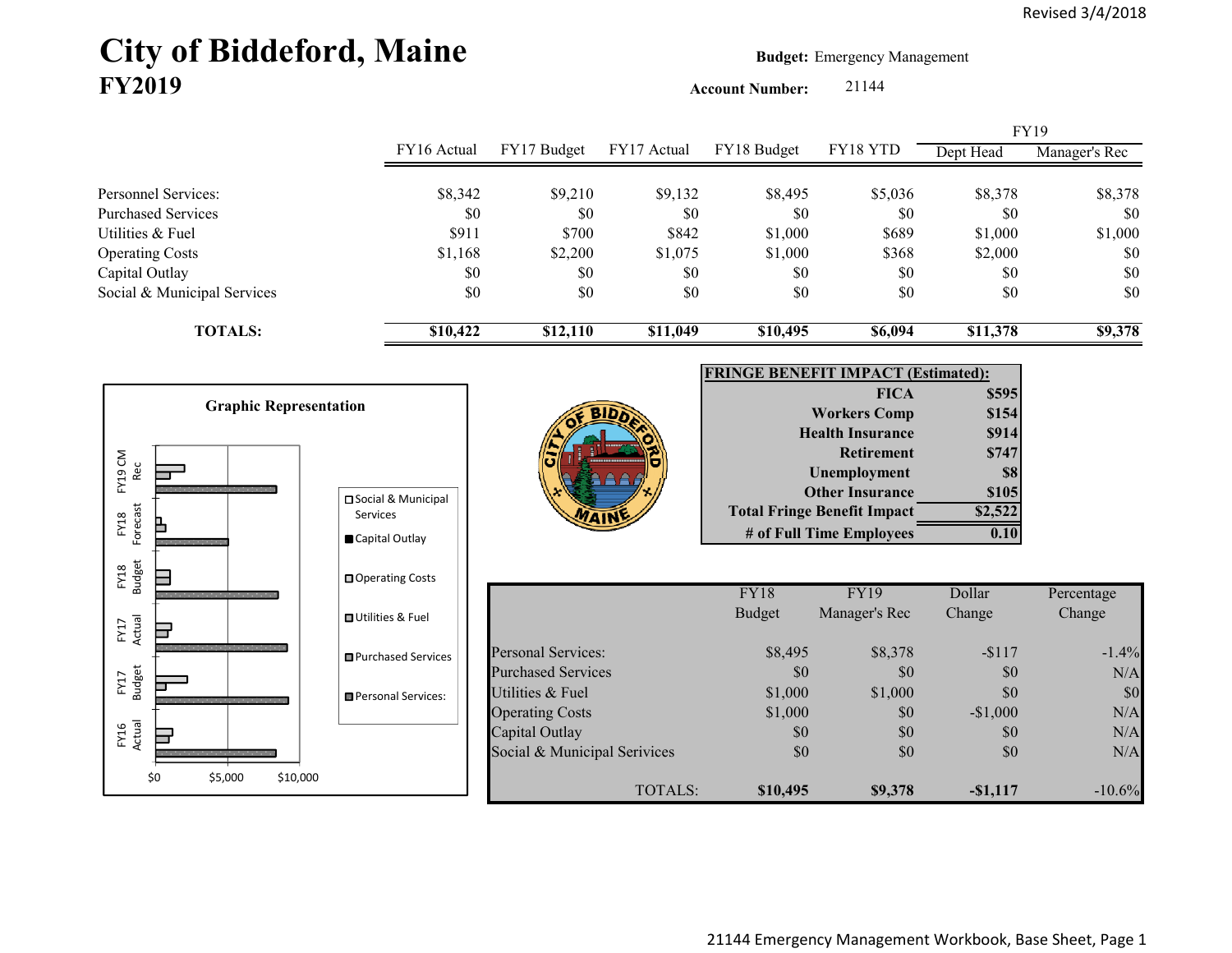Revised 3/4/2018

# City of Biddeford, Maine
## FY2019

**Budget:** Emergency Management

**Account Number:** 21144

| | FY16 Actual | FY17 Budget | FY17 Actual | FY18 Budget | FY18 YTD | FY19 Dept Head | FY19 Manager's Rec |
|---|---|---|---|---|---|---|---|
| Personnel Services: | $8,342 | $9,210 | $9,132 | $8,495 | $5,036 | $8,378 | $8,378 |
| Purchased Services | $0 | $0 | $0 | $0 | $0 | $0 | $0 |
| Utilities & Fuel | $911 | $700 | $842 | $1,000 | $689 | $1,000 | $1,000 |
| Operating Costs | $1,168 | $2,200 | $1,075 | $1,000 | $368 | $2,000 | $0 |
| Capital Outlay | $0 | $0 | $0 | $0 | $0 | $0 | $0 |
| Social & Municipal Services | $0 | $0 | $0 | $0 | $0 | $0 | $0 |
| **TOTALS:** | **$10,422** | **$12,110** | **$11,049** | **$10,495** | **$6,094** | **$11,378** | **$9,378** |

**Graphic Representation**

(Bar chart: FY16 Actual, FY17 Budget, FY17 Actual, FY18 Budget, FY18 Forecast, FY19 CM Rec; $0, $5,000, $10,000; Legend: Social & Municipal Services, Capital Outlay, Operating Costs, Utilities & Fuel, Purchased Services, Personal Services:)

| **FRINGE BENEFIT IMPACT (Estimated):** | |
|---|---|
| **FICA** | **$595** |
| **Workers Comp** | **$154** |
| **Health Insurance** | **$914** |
| **Retirement** | **$747** |
| **Unemployment** | **$8** |
| **Other Insurance** | **$105** |
| **Total Fringe Benefit Impact** | **$2,522** |
| **# of Full Time Employees** | **0.10** |

| | FY18 Budget | FY19 Manager's Rec | Dollar Change | Percentage Change |
|---|---|---|---|---|
| Personal Services: | $8,495 | $8,378 | -$117 | -1.4% |
| Purchased Services | $0 | $0 | $0 | N/A |
| Utilities & Fuel | $1,000 | $1,000 | $0 | $0 |
| Operating Costs | $1,000 | $0 | -$1,000 | N/A |
| Capital Outlay | $0 | $0 | $0 | N/A |
| Social & Municipal Serivices | $0 | $0 | $0 | N/A |
| TOTALS: | **$10,495** | **$9,378** | **-$1,117** | -10.6% |

21144 Emergency Management Workbook, Base Sheet, Page 1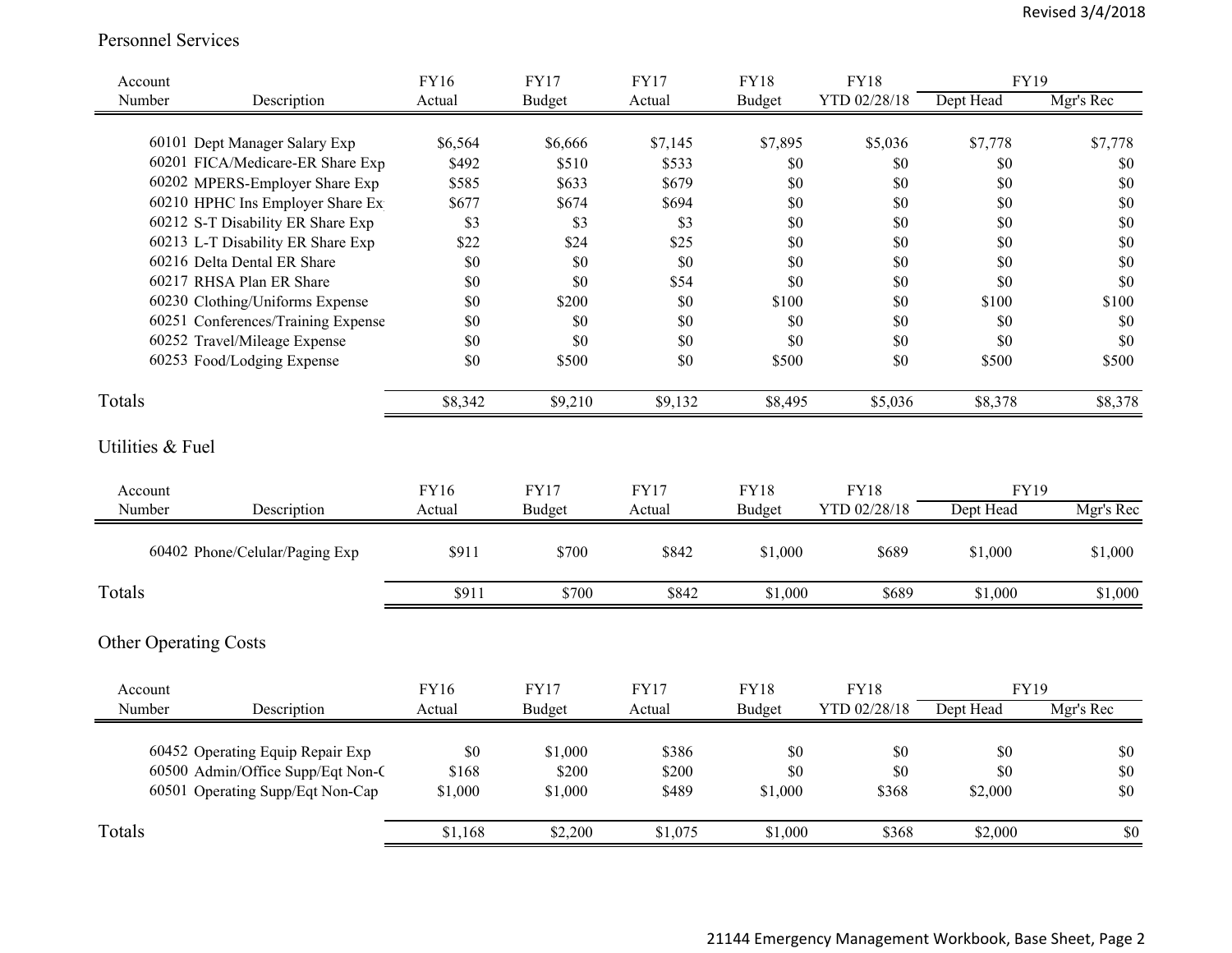## Personnel Services

| Account Number | Description | FY16 Actual | FY17 Budget | FY17 Actual | FY18 Budget | FY18 YTD 02/28/18 | FY19 Dept Head | FY19 Mgr's Rec |
|---|---|---|---|---|---|---|---|---|
| 60101 | Dept Manager Salary Exp | $6,564 | $6,666 | $7,145 | $7,895 | $5,036 | $7,778 | $7,778 |
| 60201 | FICA/Medicare-ER Share Exp | $492 | $510 | $533 | $0 | $0 | $0 | $0 |
| 60202 | MPERS-Employer Share Exp | $585 | $633 | $679 | $0 | $0 | $0 | $0 |
| 60210 | HPHC Ins Employer Share Ex | $677 | $674 | $694 | $0 | $0 | $0 | $0 |
| 60212 | S-T Disability ER Share Exp | $3 | $3 | $3 | $0 | $0 | $0 | $0 |
| 60213 | L-T Disability ER Share Exp | $22 | $24 | $25 | $0 | $0 | $0 | $0 |
| 60216 | Delta Dental ER Share | $0 | $0 | $0 | $0 | $0 | $0 | $0 |
| 60217 | RHSA Plan ER Share | $0 | $0 | $54 | $0 | $0 | $0 | $0 |
| 60230 | Clothing/Uniforms Expense | $0 | $200 | $0 | $100 | $0 | $100 | $100 |
| 60251 | Conferences/Training Expense | $0 | $0 | $0 | $0 | $0 | $0 | $0 |
| 60252 | Travel/Mileage Expense | $0 | $0 | $0 | $0 | $0 | $0 | $0 |
| 60253 | Food/Lodging Expense | $0 | $500 | $0 | $500 | $0 | $500 | $500 |
| Totals | | $8,342 | $9,210 | $9,132 | $8,495 | $5,036 | $8,378 | $8,378 |

## Utilities & Fuel

| Account Number | Description | FY16 Actual | FY17 Budget | FY17 Actual | FY18 Budget | FY18 YTD 02/28/18 | FY19 Dept Head | FY19 Mgr's Rec |
|---|---|---|---|---|---|---|---|---|
| 60402 | Phone/Celular/Paging Exp | $911 | $700 | $842 | $1,000 | $689 | $1,000 | $1,000 |
| Totals | | $911 | $700 | $842 | $1,000 | $689 | $1,000 | $1,000 |

## Other Operating Costs

| Account Number | Description | FY16 Actual | FY17 Budget | FY17 Actual | FY18 Budget | FY18 YTD 02/28/18 | FY19 Dept Head | FY19 Mgr's Rec |
|---|---|---|---|---|---|---|---|---|
| 60452 | Operating Equip Repair Exp | $0 | $1,000 | $386 | $0 | $0 | $0 | $0 |
| 60500 | Admin/Office Supp/Eqt Non-C | $168 | $200 | $200 | $0 | $0 | $0 | $0 |
| 60501 | Operating Supp/Eqt Non-Cap | $1,000 | $1,000 | $489 | $1,000 | $368 | $2,000 | $0 |
| Totals | | $1,168 | $2,200 | $1,075 | $1,000 | $368 | $2,000 | $0 |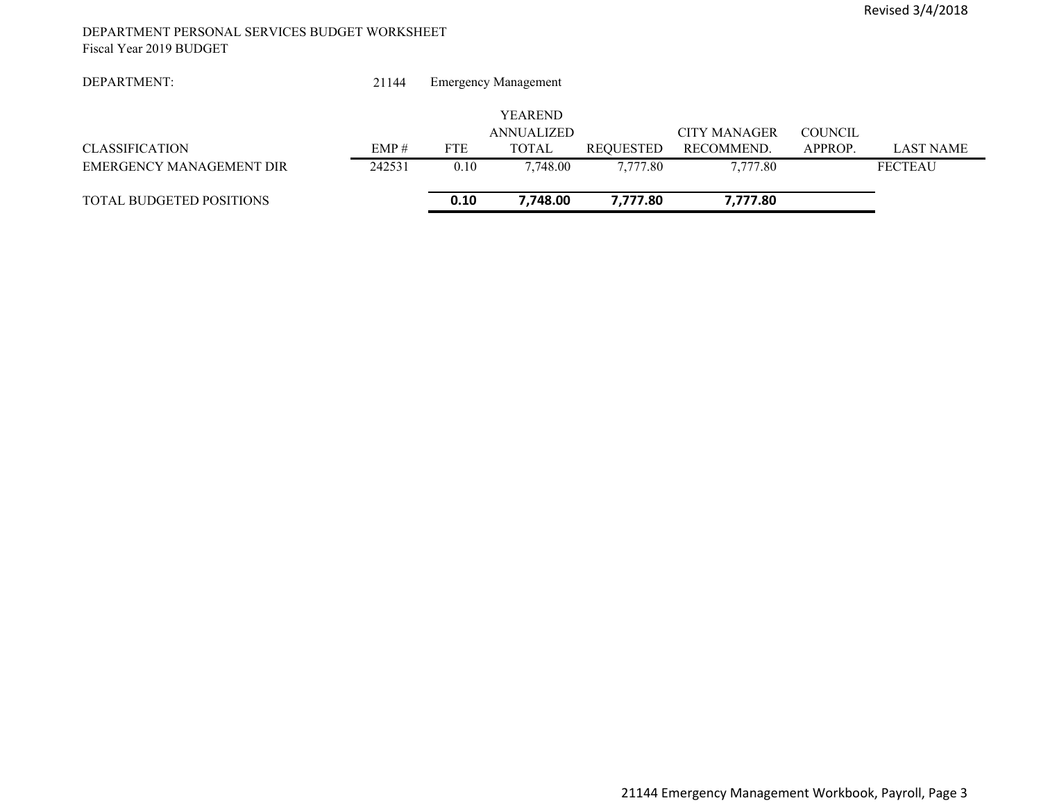DEPARTMENT PERSONAL SERVICES BUDGET WORKSHEET
Fiscal Year 2019 BUDGET

DEPARTMENT: 21144 Emergency Management

| CLASSIFICATION | EMP # | FTE | YEAREND ANNUALIZED TOTAL | REQUESTED | CITY MANAGER RECOMMEND. | COUNCIL APPROP. | LAST NAME |
|---|---|---|---|---|---|---|---|
| EMERGENCY MANAGEMENT DIR | 242531 | 0.10 | 7,748.00 | 7,777.80 | 7,777.80 | | FECTEAU |
| TOTAL BUDGETED POSITIONS | | **0.10** | **7,748.00** | **7,777.80** | **7,777.80** | | |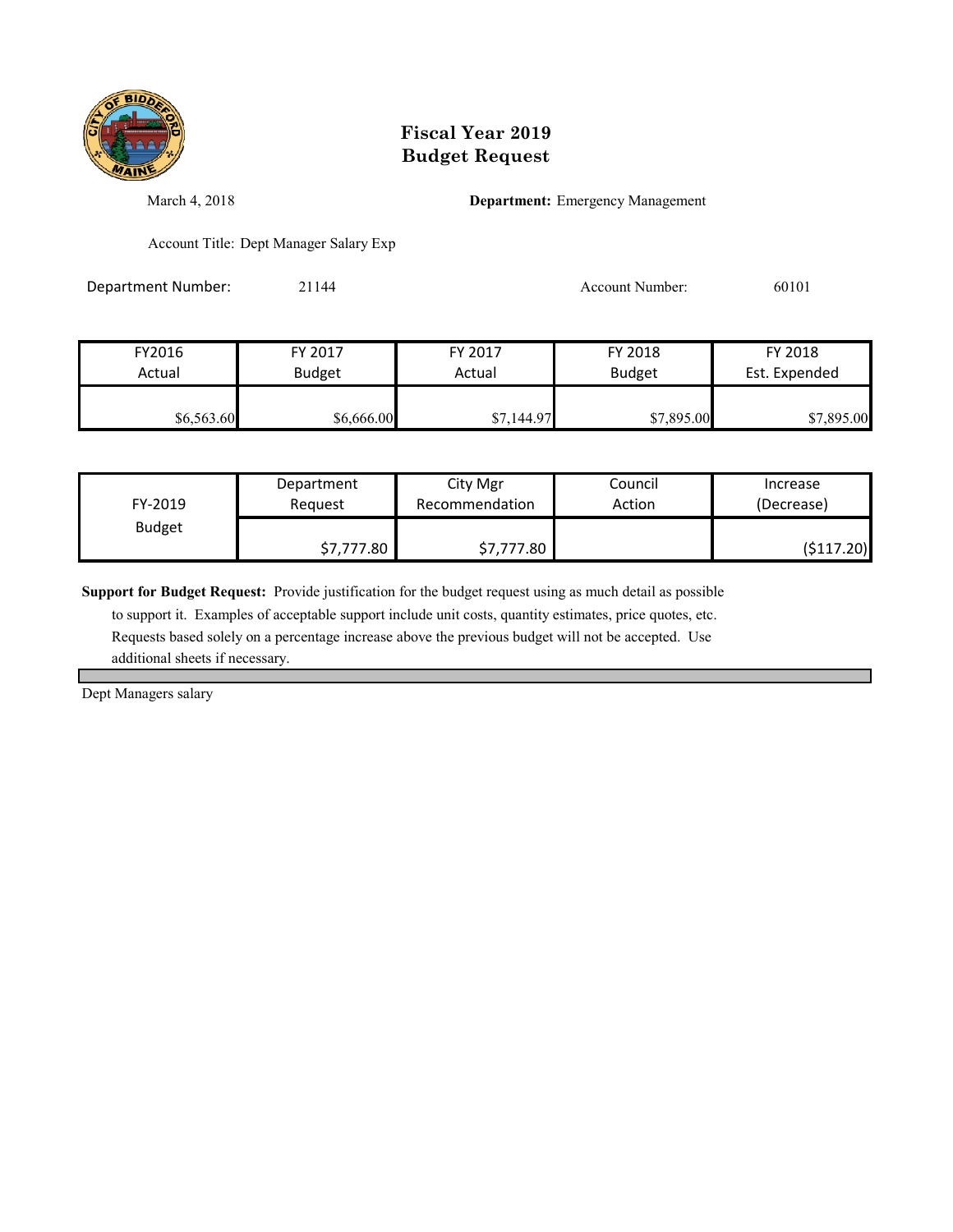# Fiscal Year 2019
# Budget Request

March 4, 2018

**Department:** Emergency Management

Account Title: Dept Manager Salary Exp

Department Number: 21144

Account Number: 60101

| FY2016 Actual | FY 2017 Budget | FY 2017 Actual | FY 2018 Budget | FY 2018 Est. Expended |
|---|---|---|---|---|
| $6,563.60 | $6,666.00 | $7,144.97 | $7,895.00 | $7,895.00 |

| FY-2019 Budget | Department Request | City Mgr Recommendation | Council Action | Increase (Decrease) |
|---|---|---|---|---|
| | $7,777.80 | $7,777.80 | | ($117.20) |

**Support for Budget Request:** Provide justification for the budget request using as much detail as possible to support it. Examples of acceptable support include unit costs, quantity estimates, price quotes, etc. Requests based solely on a percentage increase above the previous budget will not be accepted. Use additional sheets if necessary.

Dept Managers salary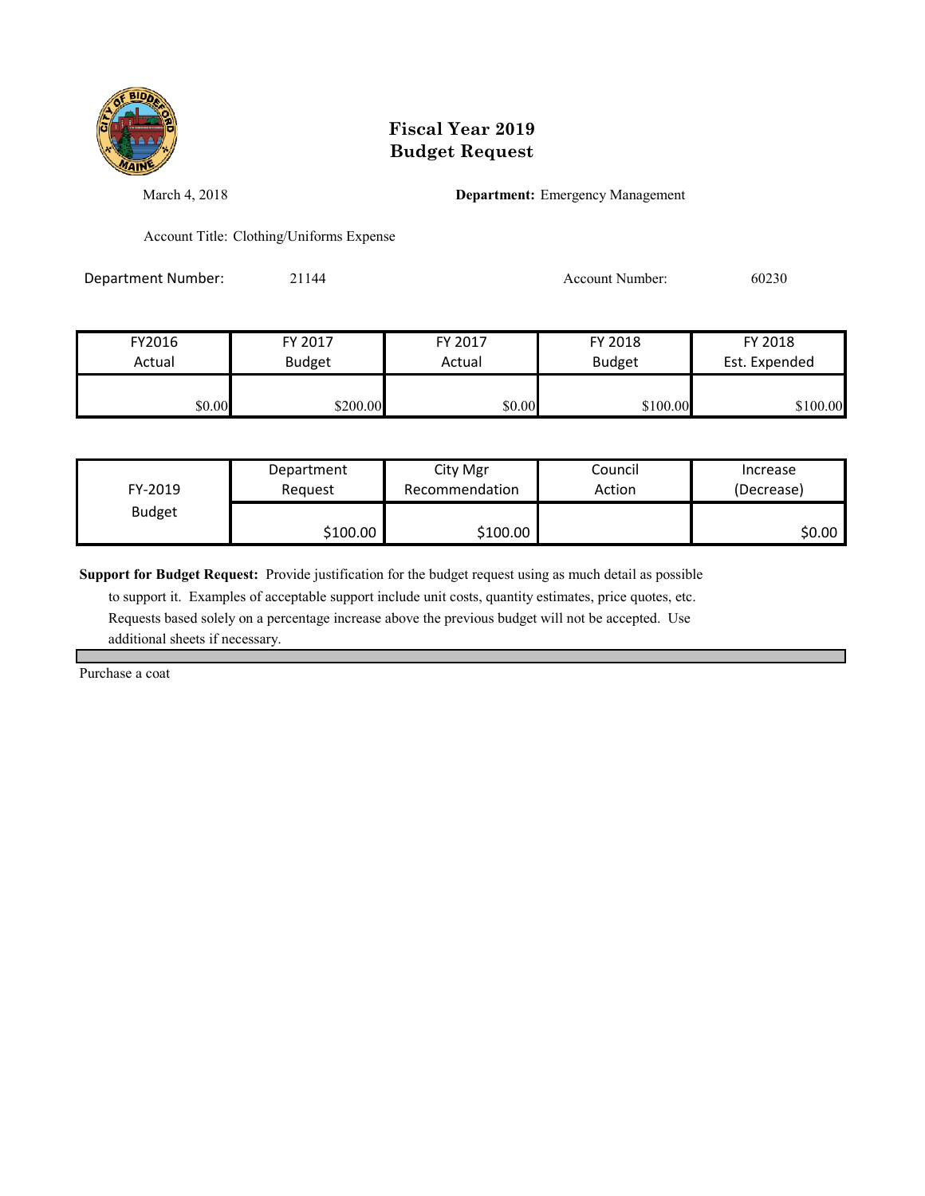# Fiscal Year 2019
# Budget Request

March 4, 2018

**Department:** Emergency Management

Account Title: Clothing/Uniforms Expense

Department Number: 21144

Account Number: 60230

| FY2016 Actual | FY 2017 Budget | FY 2017 Actual | FY 2018 Budget | FY 2018 Est. Expended |
|---|---|---|---|---|
| $0.00 | $200.00 | $0.00 | $100.00 | $100.00 |

| FY-2019 Budget | Department Request | City Mgr Recommendation | Council Action | Increase (Decrease) |
|---|---|---|---|---|
| | $100.00 | $100.00 | | $0.00 |

**Support for Budget Request:** Provide justification for the budget request using as much detail as possible to support it. Examples of acceptable support include unit costs, quantity estimates, price quotes, etc. Requests based solely on a percentage increase above the previous budget will not be accepted. Use additional sheets if necessary.

Purchase a coat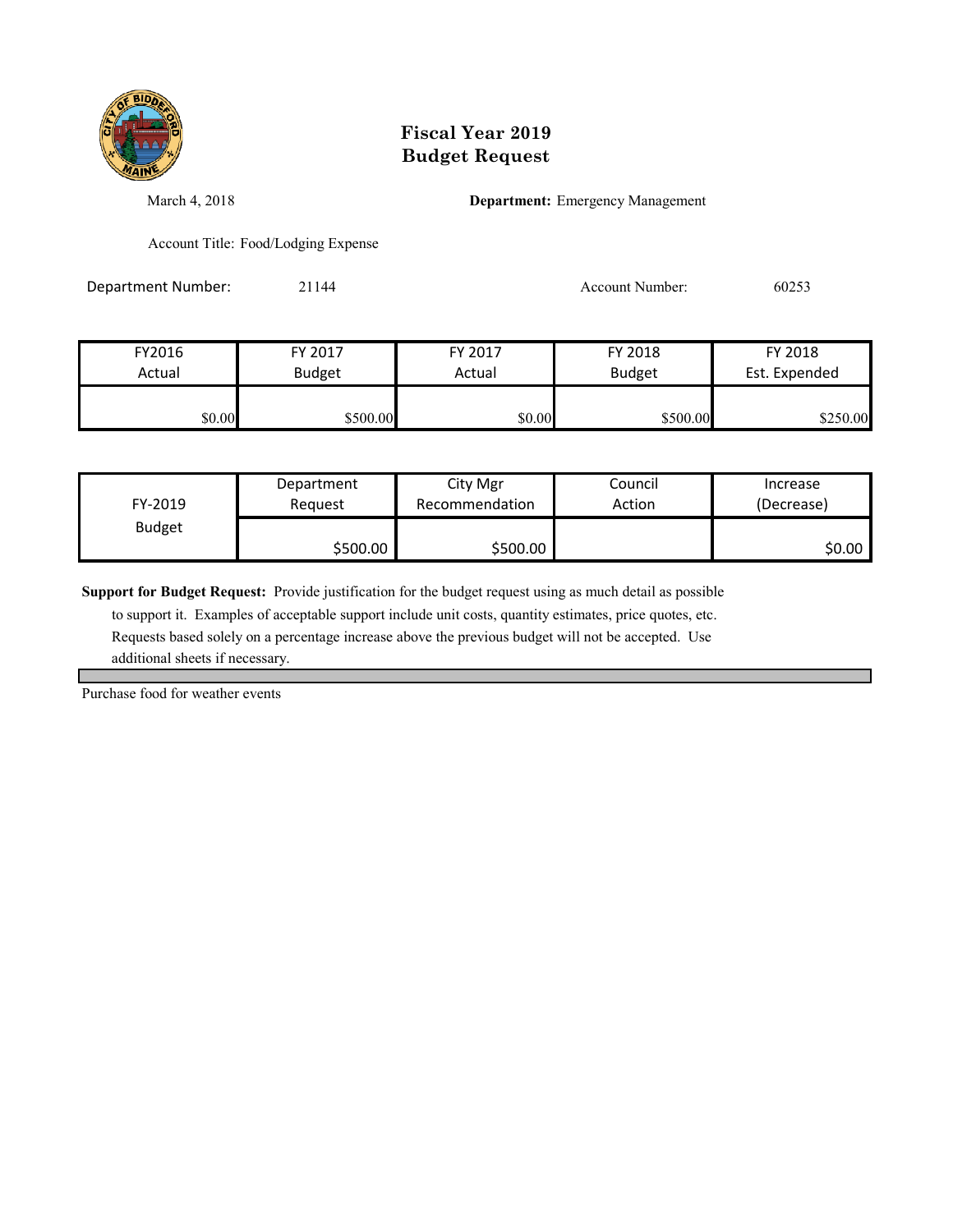# Fiscal Year 2019
# Budget Request

March 4, 2018

**Department:** Emergency Management

Account Title: Food/Lodging Expense

Department Number: 21144

Account Number: 60253

| FY2016 Actual | FY 2017 Budget | FY 2017 Actual | FY 2018 Budget | FY 2018 Est. Expended |
|---|---|---|---|---|
| $0.00 | $500.00 | $0.00 | $500.00 | $250.00 |

| FY-2019 Budget | Department Request | City Mgr Recommendation | Council Action | Increase (Decrease) |
|---|---|---|---|---|
| | $500.00 | $500.00 | | $0.00 |

**Support for Budget Request:** Provide justification for the budget request using as much detail as possible to support it. Examples of acceptable support include unit costs, quantity estimates, price quotes, etc. Requests based solely on a percentage increase above the previous budget will not be accepted. Use additional sheets if necessary.

Purchase food for weather events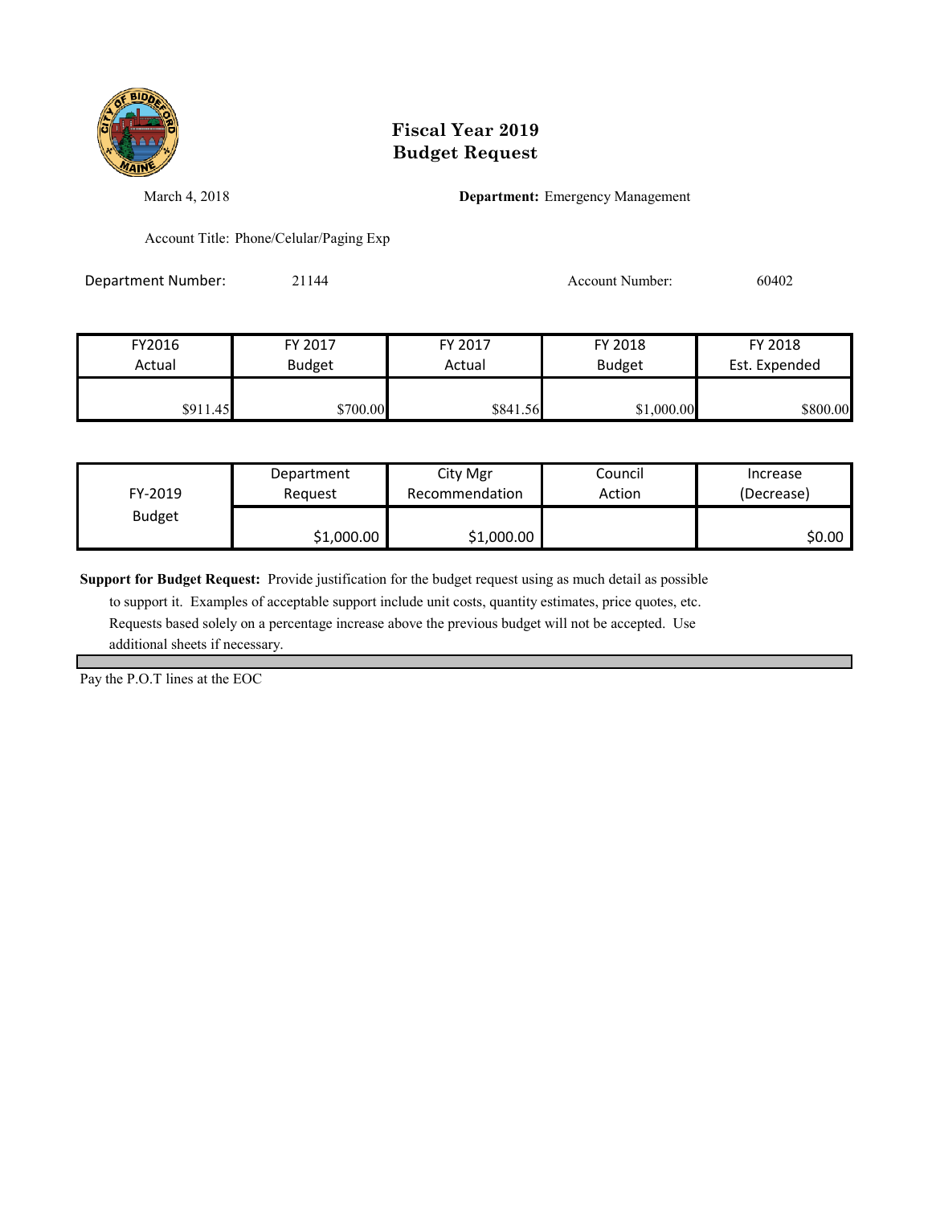# Fiscal Year 2019
# Budget Request

March 4, 2018

**Department:** Emergency Management

Account Title: Phone/Celular/Paging Exp

Department Number: 21144

Account Number: 60402

| FY2016 Actual | FY 2017 Budget | FY 2017 Actual | FY 2018 Budget | FY 2018 Est. Expended |
|---|---|---|---|---|
| $911.45 | $700.00 | $841.56 | $1,000.00 | $800.00 |

| FY-2019 Budget | Department Request | City Mgr Recommendation | Council Action | Increase (Decrease) |
|---|---|---|---|---|
| | $1,000.00 | $1,000.00 | | $0.00 |

**Support for Budget Request:** Provide justification for the budget request using as much detail as possible to support it. Examples of acceptable support include unit costs, quantity estimates, price quotes, etc. Requests based solely on a percentage increase above the previous budget will not be accepted. Use additional sheets if necessary.

Pay the P.O.T lines at the EOC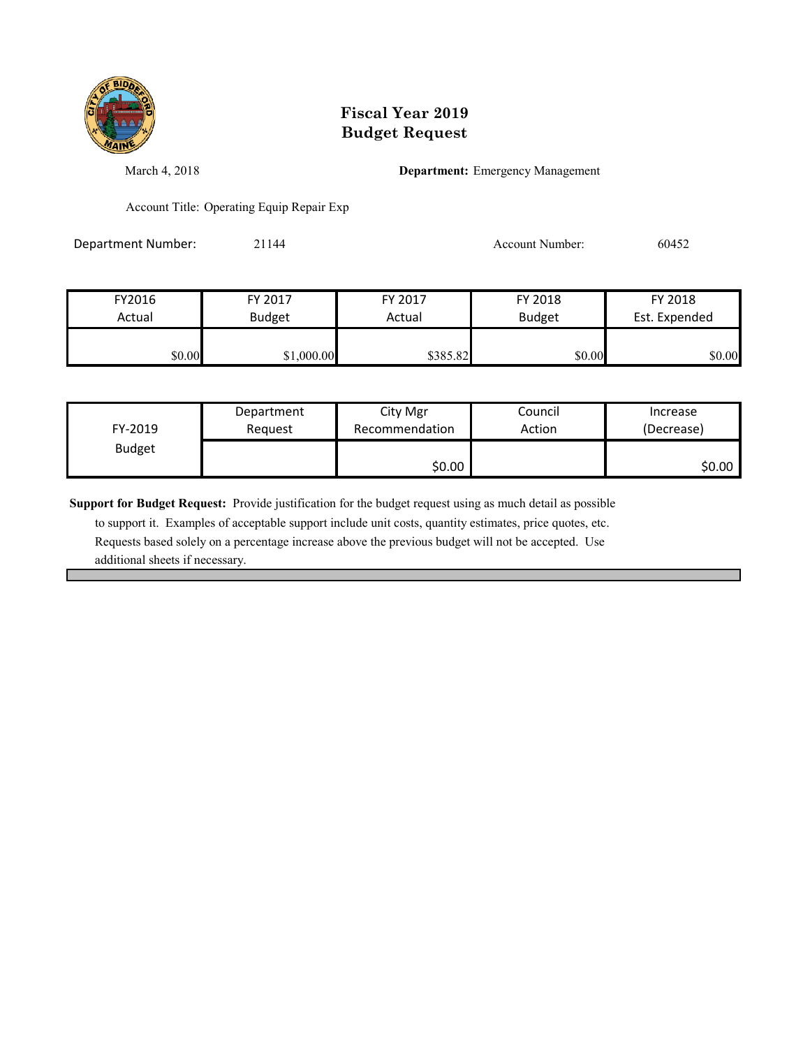# Fiscal Year 2019
# Budget Request

March 4, 2018

**Department:** Emergency Management

Account Title: Operating Equip Repair Exp

Department Number: 21144

Account Number: 60452

| FY2016 Actual | FY 2017 Budget | FY 2017 Actual | FY 2018 Budget | FY 2018 Est. Expended |
|---|---|---|---|---|
| $0.00 | $1,000.00 | $385.82 | $0.00 | $0.00 |

| FY-2019 Budget | Department Request | City Mgr Recommendation | Council Action | Increase (Decrease) |
|---|---|---|---|---|
| | | $0.00 | | $0.00 |

**Support for Budget Request:** Provide justification for the budget request using as much detail as possible to support it. Examples of acceptable support include unit costs, quantity estimates, price quotes, etc. Requests based solely on a percentage increase above the previous budget will not be accepted. Use additional sheets if necessary.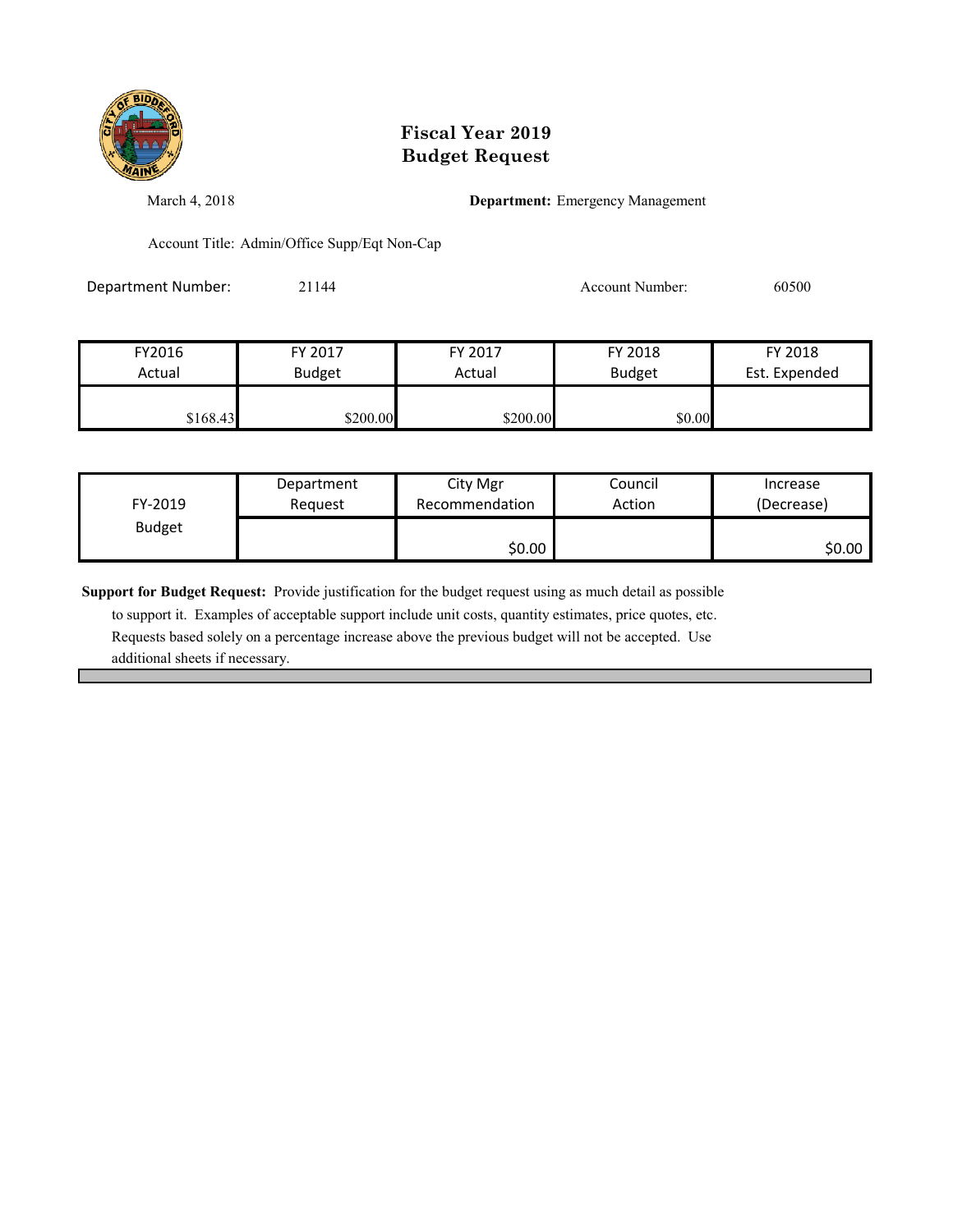# Fiscal Year 2019
# Budget Request

March 4, 2018

**Department:** Emergency Management

Account Title: Admin/Office Supp/Eqt Non-Cap

Department Number: 21144

Account Number: 60500

| FY2016 Actual | FY 2017 Budget | FY 2017 Actual | FY 2018 Budget | FY 2018 Est. Expended |
|---|---|---|---|---|
| $168.43 | $200.00 | $200.00 | $0.00 | |

| FY-2019 Budget | Department Request | City Mgr Recommendation | Council Action | Increase (Decrease) |
|---|---|---|---|---|
| | | $0.00 | | $0.00 |

**Support for Budget Request:** Provide justification for the budget request using as much detail as possible to support it. Examples of acceptable support include unit costs, quantity estimates, price quotes, etc. Requests based solely on a percentage increase above the previous budget will not be accepted. Use additional sheets if necessary.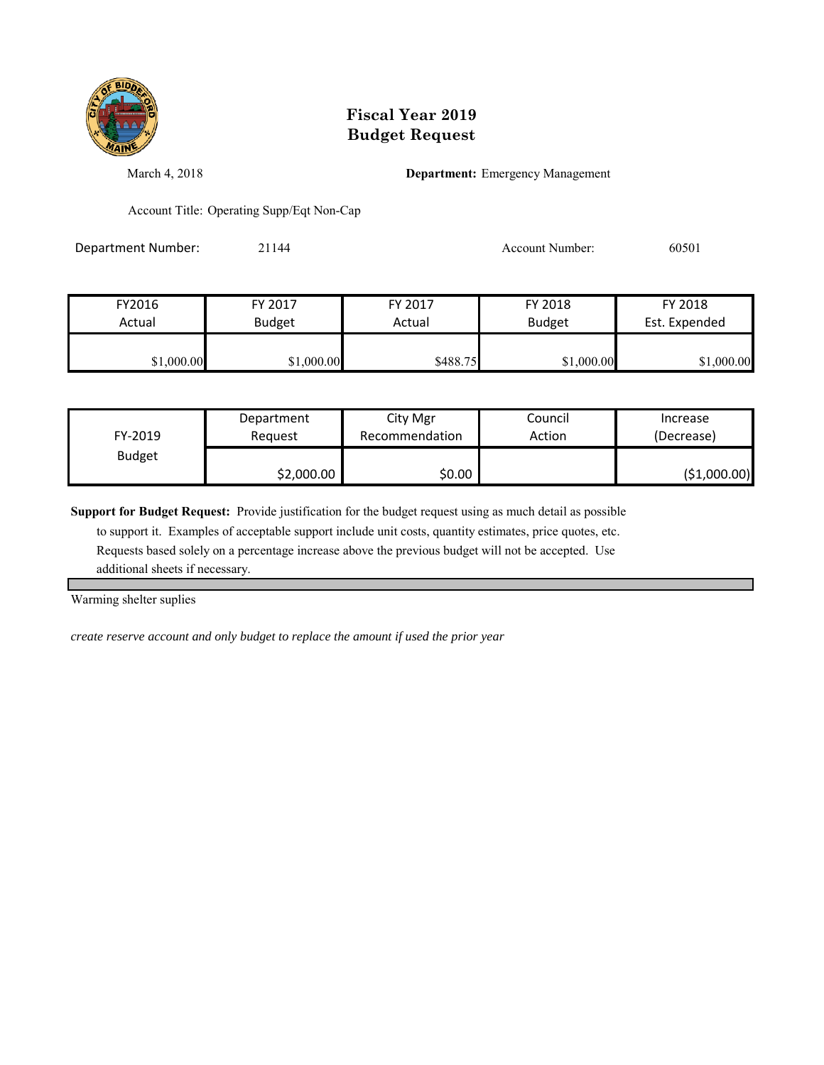# Fiscal Year 2019
# Budget Request

March 4, 2018

**Department:** Emergency Management

Account Title: Operating Supp/Eqt Non-Cap

Department Number: 21144

Account Number: 60501

| FY2016 Actual | FY 2017 Budget | FY 2017 Actual | FY 2018 Budget | FY 2018 Est. Expended |
|---|---|---|---|---|
| $1,000.00 | $1,000.00 | $488.75 | $1,000.00 | $1,000.00 |

| FY-2019 Budget | Department Request | City Mgr Recommendation | Council Action | Increase (Decrease) |
|---|---|---|---|---|
| | $2,000.00 | $0.00 | | ($1,000.00) |

**Support for Budget Request:** Provide justification for the budget request using as much detail as possible to support it. Examples of acceptable support include unit costs, quantity estimates, price quotes, etc. Requests based solely on a percentage increase above the previous budget will not be accepted. Use additional sheets if necessary.

Warming shelter suplies

*create reserve account and only budget to replace the amount if used the prior year*